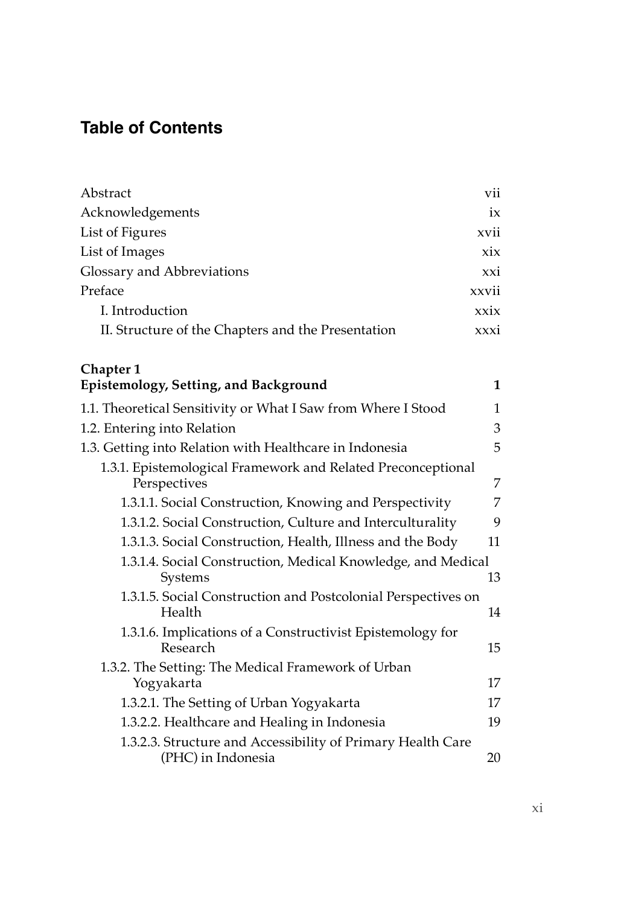# Table of Contents

| | |
|---|---|
| Abstract | vii |
| Acknowledgements | ix |
| List of Figures | xvii |
| List of Images | xix |
| Glossary and Abbreviations | xxi |
| Preface | xxvii |
| I. Introduction | xxix |
| II. Structure of the Chapters and the Presentation | xxxi |

**Chapter 1**
**Epistemology, Setting, and Background** **1**

| | |
|---|---|
| 1.1. Theoretical Sensitivity or What I Saw from Where I Stood | 1 |
| 1.2. Entering into Relation | 3 |
| 1.3. Getting into Relation with Healthcare in Indonesia | 5 |
| 1.3.1. Epistemological Framework and Related Preconceptional Perspectives | 7 |
| 1.3.1.1. Social Construction, Knowing and Perspectivity | 7 |
| 1.3.1.2. Social Construction, Culture and Interculturality | 9 |
| 1.3.1.3. Social Construction, Health, Illness and the Body | 11 |
| 1.3.1.4. Social Construction, Medical Knowledge, and Medical Systems | 13 |
| 1.3.1.5. Social Construction and Postcolonial Perspectives on Health | 14 |
| 1.3.1.6. Implications of a Constructivist Epistemology for Research | 15 |
| 1.3.2. The Setting: The Medical Framework of Urban Yogyakarta | 17 |
| 1.3.2.1. The Setting of Urban Yogyakarta | 17 |
| 1.3.2.2. Healthcare and Healing in Indonesia | 19 |
| 1.3.2.3. Structure and Accessibility of Primary Health Care (PHC) in Indonesia | 20 |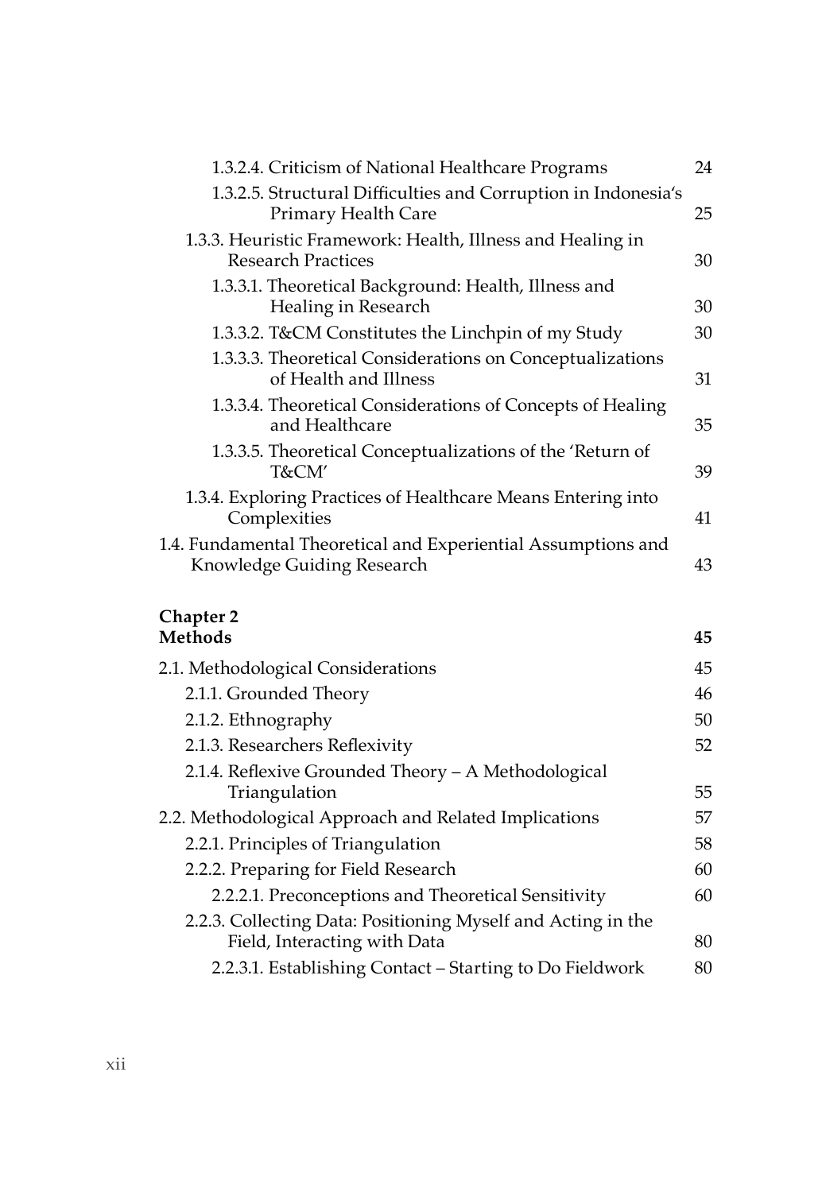1.3.2.4. Criticism of National Healthcare Programs 24

1.3.2.5. Structural Difficulties and Corruption in Indonesia's Primary Health Care 25

1.3.3. Heuristic Framework: Health, Illness and Healing in Research Practices 30

1.3.3.1. Theoretical Background: Health, Illness and Healing in Research 30

1.3.3.2. T&CM Constitutes the Linchpin of my Study 30

1.3.3.3. Theoretical Considerations on Conceptualizations of Health and Illness 31

1.3.3.4. Theoretical Considerations of Concepts of Healing and Healthcare 35

1.3.3.5. Theoretical Conceptualizations of the 'Return of T&CM' 39

1.3.4. Exploring Practices of Healthcare Means Entering into Complexities 41

1.4. Fundamental Theoretical and Experiential Assumptions and Knowledge Guiding Research 43

**Chapter 2**
**Methods** **45**

2.1. Methodological Considerations 45

2.1.1. Grounded Theory 46

2.1.2. Ethnography 50

2.1.3. Researchers Reflexivity 52

2.1.4. Reflexive Grounded Theory – A Methodological Triangulation 55

2.2. Methodological Approach and Related Implications 57

2.2.1. Principles of Triangulation 58

2.2.2. Preparing for Field Research 60

2.2.2.1. Preconceptions and Theoretical Sensitivity 60

2.2.3. Collecting Data: Positioning Myself and Acting in the Field, Interacting with Data 80

2.2.3.1. Establishing Contact – Starting to Do Fieldwork 80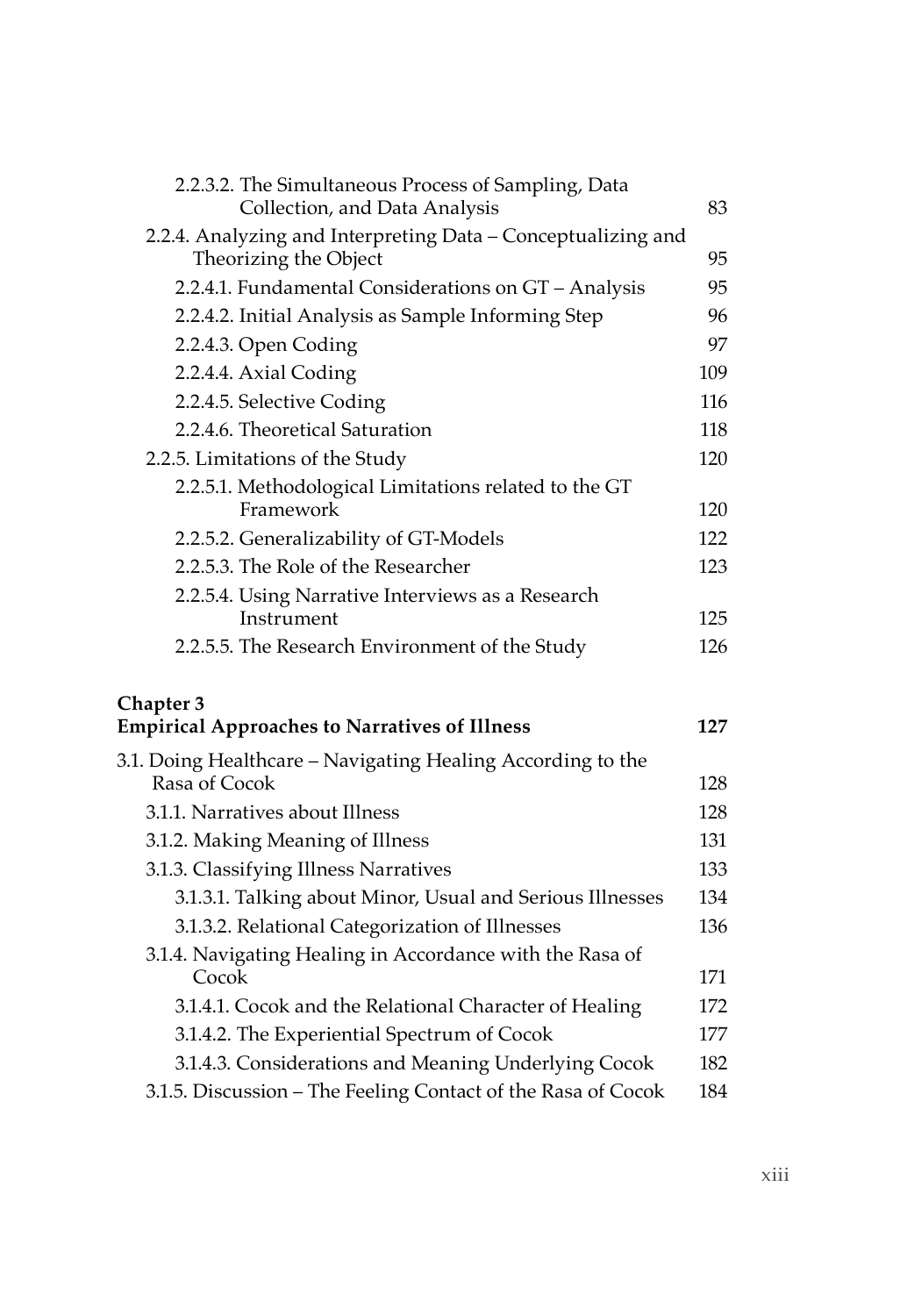| | |
|---|---|
| 2.2.3.2. The Simultaneous Process of Sampling, Data Collection, and Data Analysis | 83 |
| 2.2.4. Analyzing and Interpreting Data – Conceptualizing and Theorizing the Object | 95 |
| 2.2.4.1. Fundamental Considerations on GT – Analysis | 95 |
| 2.2.4.2. Initial Analysis as Sample Informing Step | 96 |
| 2.2.4.3. Open Coding | 97 |
| 2.2.4.4. Axial Coding | 109 |
| 2.2.4.5. Selective Coding | 116 |
| 2.2.4.6. Theoretical Saturation | 118 |
| 2.2.5. Limitations of the Study | 120 |
| 2.2.5.1. Methodological Limitations related to the GT Framework | 120 |
| 2.2.5.2. Generalizability of GT-Models | 122 |
| 2.2.5.3. The Role of the Researcher | 123 |
| 2.2.5.4. Using Narrative Interviews as a Research Instrument | 125 |
| 2.2.5.5. The Research Environment of the Study | 126 |

**Chapter 3**
**Empirical Approaches to Narratives of Illness** **127**

| | |
|---|---|
| 3.1. Doing Healthcare – Navigating Healing According to the Rasa of Cocok | 128 |
| 3.1.1. Narratives about Illness | 128 |
| 3.1.2. Making Meaning of Illness | 131 |
| 3.1.3. Classifying Illness Narratives | 133 |
| 3.1.3.1. Talking about Minor, Usual and Serious Illnesses | 134 |
| 3.1.3.2. Relational Categorization of Illnesses | 136 |
| 3.1.4. Navigating Healing in Accordance with the Rasa of Cocok | 171 |
| 3.1.4.1. Cocok and the Relational Character of Healing | 172 |
| 3.1.4.2. The Experiential Spectrum of Cocok | 177 |
| 3.1.4.3. Considerations and Meaning Underlying Cocok | 182 |
| 3.1.5. Discussion – The Feeling Contact of the Rasa of Cocok | 184 |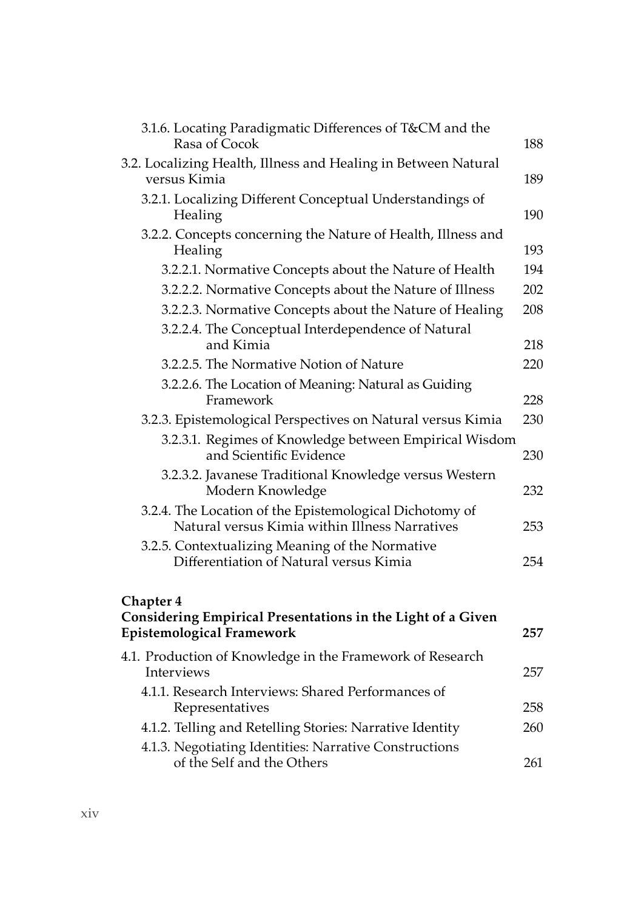3.1.6. Locating Paradigmatic Differences of T&CM and the Rasa of Cocok 188

3.2. Localizing Health, Illness and Healing in Between Natural versus Kimia 189

3.2.1. Localizing Different Conceptual Understandings of Healing 190

3.2.2. Concepts concerning the Nature of Health, Illness and Healing 193

3.2.2.1. Normative Concepts about the Nature of Health 194

3.2.2.2. Normative Concepts about the Nature of Illness 202

3.2.2.3. Normative Concepts about the Nature of Healing 208

3.2.2.4. The Conceptual Interdependence of Natural and Kimia 218

3.2.2.5. The Normative Notion of Nature 220

3.2.2.6. The Location of Meaning: Natural as Guiding Framework 228

3.2.3. Epistemological Perspectives on Natural versus Kimia 230

3.2.3.1. Regimes of Knowledge between Empirical Wisdom and Scientific Evidence 230

3.2.3.2. Javanese Traditional Knowledge versus Western Modern Knowledge 232

3.2.4. The Location of the Epistemological Dichotomy of Natural versus Kimia within Illness Narratives 253

3.2.5. Contextualizing Meaning of the Normative Differentiation of Natural versus Kimia 254

**Chapter 4**
**Considering Empirical Presentations in the Light of a Given Epistemological Framework** **257**

4.1. Production of Knowledge in the Framework of Research Interviews 257

4.1.1. Research Interviews: Shared Performances of Representatives 258

4.1.2. Telling and Retelling Stories: Narrative Identity 260

4.1.3. Negotiating Identities: Narrative Constructions of the Self and the Others 261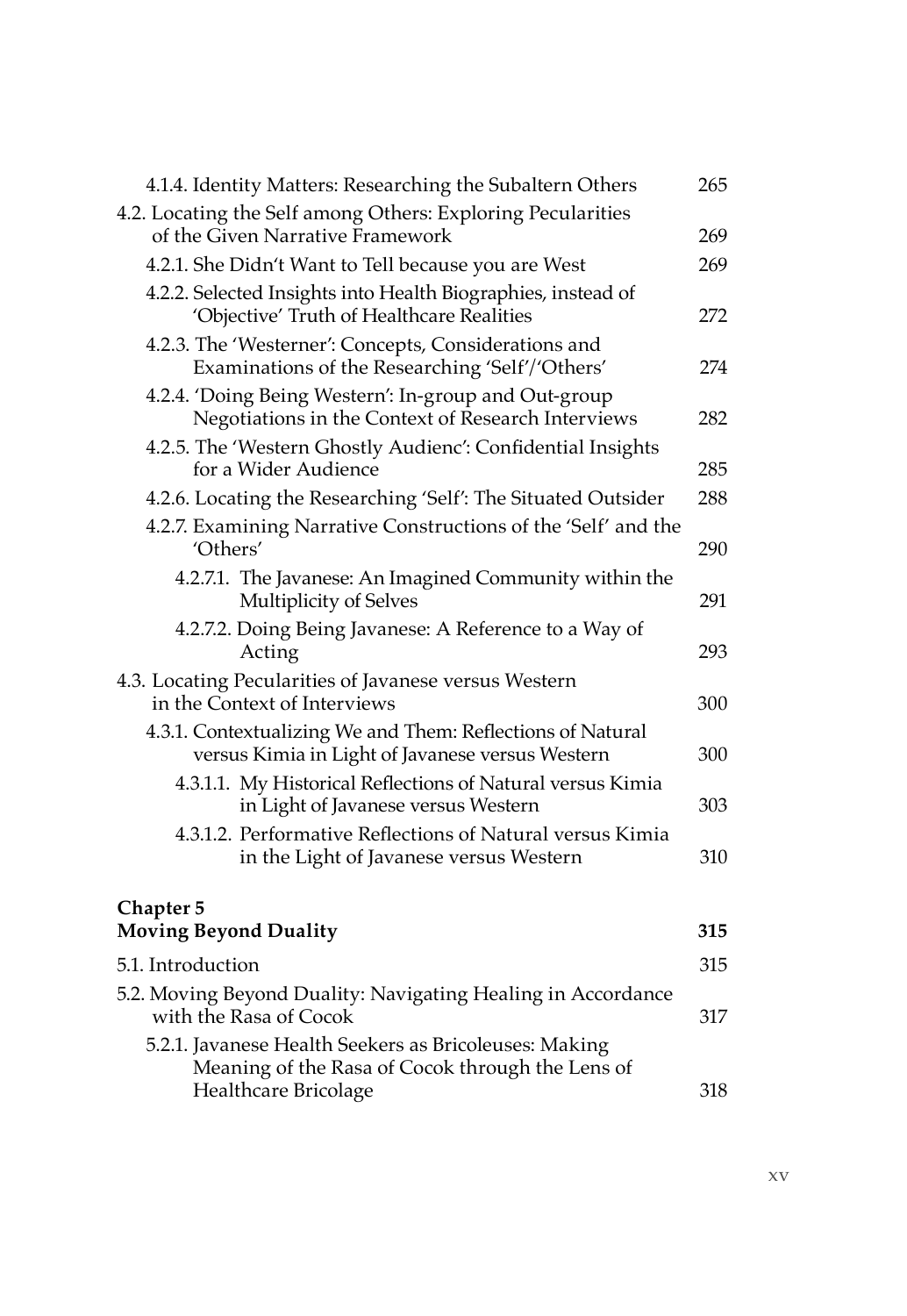4.1.4. Identity Matters: Researching the Subaltern Others 265

4.2. Locating the Self among Others: Exploring Pecularities of the Given Narrative Framework 269

4.2.1. She Didn't Want to Tell because you are West 269

4.2.2. Selected Insights into Health Biographies, instead of 'Objective' Truth of Healthcare Realities 272

4.2.3. The 'Westerner': Concepts, Considerations and Examinations of the Researching 'Self'/'Others' 274

4.2.4. 'Doing Being Western': In-group and Out-group Negotiations in the Context of Research Interviews 282

4.2.5. The 'Western Ghostly Audienc': Confidential Insights for a Wider Audience 285

4.2.6. Locating the Researching 'Self': The Situated Outsider 288

4.2.7. Examining Narrative Constructions of the 'Self' and the 'Others' 290

4.2.7.1. The Javanese: An Imagined Community within the Multiplicity of Selves 291

4.2.7.2. Doing Being Javanese: A Reference to a Way of Acting 293

4.3. Locating Pecularities of Javanese versus Western in the Context of Interviews 300

4.3.1. Contextualizing We and Them: Reflections of Natural versus Kimia in Light of Javanese versus Western 300

4.3.1.1. My Historical Reflections of Natural versus Kimia in Light of Javanese versus Western 303

4.3.1.2. Performative Reflections of Natural versus Kimia in the Light of Javanese versus Western 310

**Chapter 5**
**Moving Beyond Duality** **315**

5.1. Introduction 315

5.2. Moving Beyond Duality: Navigating Healing in Accordance with the Rasa of Cocok 317

5.2.1. Javanese Health Seekers as Bricoleuses: Making Meaning of the Rasa of Cocok through the Lens of Healthcare Bricolage 318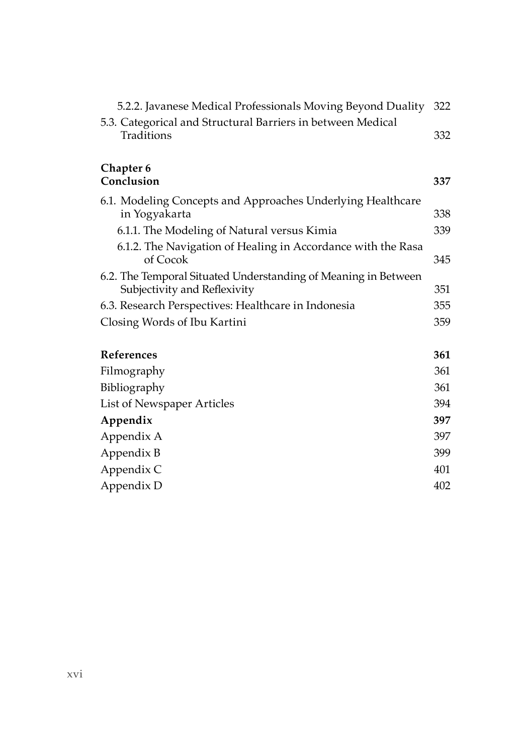| | |
|---|---|
| 5.2.2. Javanese Medical Professionals Moving Beyond Duality | 322 |
| 5.3. Categorical and Structural Barriers in between Medical Traditions | 332 |
| **Chapter 6**<br>**Conclusion** | **337** |
| 6.1. Modeling Concepts and Approaches Underlying Healthcare in Yogyakarta | 338 |
| 6.1.1. The Modeling of Natural versus Kimia | 339 |
| 6.1.2. The Navigation of Healing in Accordance with the Rasa of Cocok | 345 |
| 6.2. The Temporal Situated Understanding of Meaning in Between Subjectivity and Reflexivity | 351 |
| 6.3. Research Perspectives: Healthcare in Indonesia | 355 |
| Closing Words of Ibu Kartini | 359 |
| **References** | **361** |
| Filmography | 361 |
| Bibliography | 361 |
| List of Newspaper Articles | 394 |
| **Appendix** | **397** |
| Appendix A | 397 |
| Appendix B | 399 |
| Appendix C | 401 |
| Appendix D | 402 |